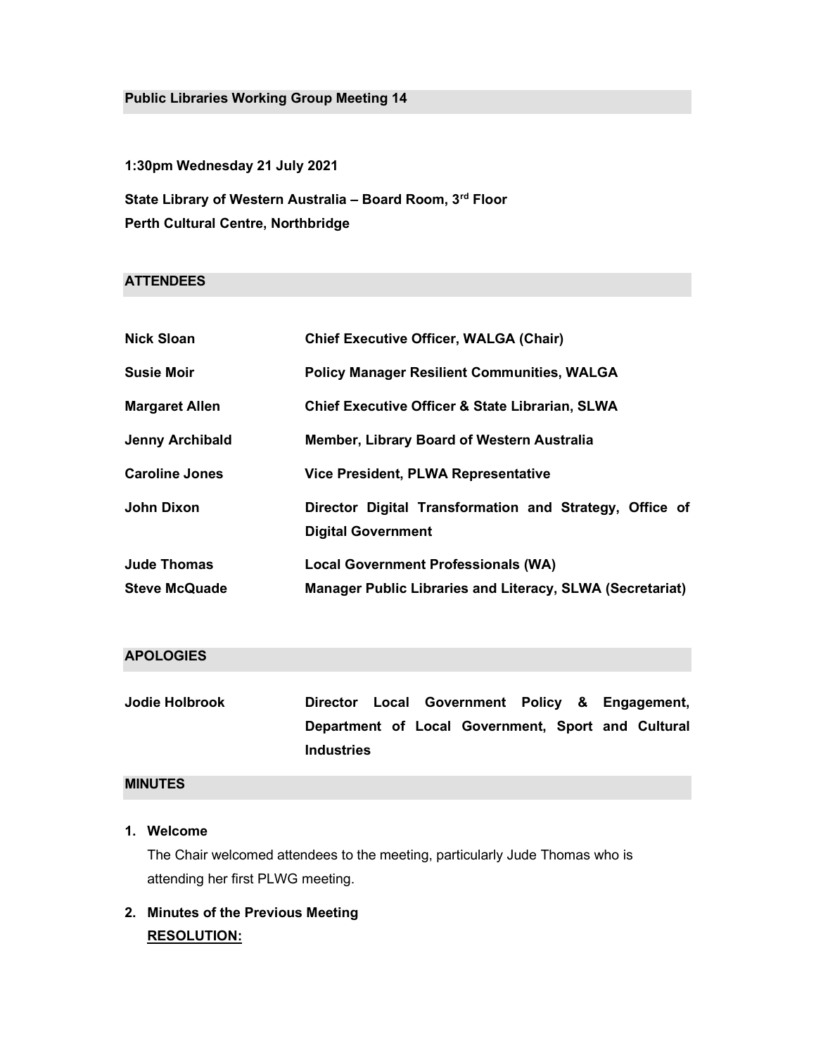## Public Libraries Working Group Meeting 14

**1:30pm Wednesday 21 July 2021**

**State Library of Western Australia – Board Room, 3rd Floor**
**Perth Cultural Centre, Northbridge**

## ATTENDEES

| | |
|---|---|
| **Nick Sloan** | **Chief Executive Officer, WALGA (Chair)** |
| **Susie Moir** | **Policy Manager Resilient Communities, WALGA** |
| **Margaret Allen** | **Chief Executive Officer & State Librarian, SLWA** |
| **Jenny Archibald** | **Member, Library Board of Western Australia** |
| **Caroline Jones** | **Vice President, PLWA Representative** |
| **John Dixon** | **Director Digital Transformation and Strategy, Office of Digital Government** |
| **Jude Thomas** | **Local Government Professionals (WA)** |
| **Steve McQuade** | **Manager Public Libraries and Literacy, SLWA (Secretariat)** |

## APOLOGIES

| | |
|---|---|
| **Jodie Holbrook** | **Director Local Government Policy & Engagement, Department of Local Government, Sport and Cultural Industries** |

## MINUTES

1. **Welcome**

   The Chair welcomed attendees to the meeting, particularly Jude Thomas who is attending her first PLWG meeting.

2. **Minutes of the Previous Meeting**

   **<u>RESOLUTION:</u>**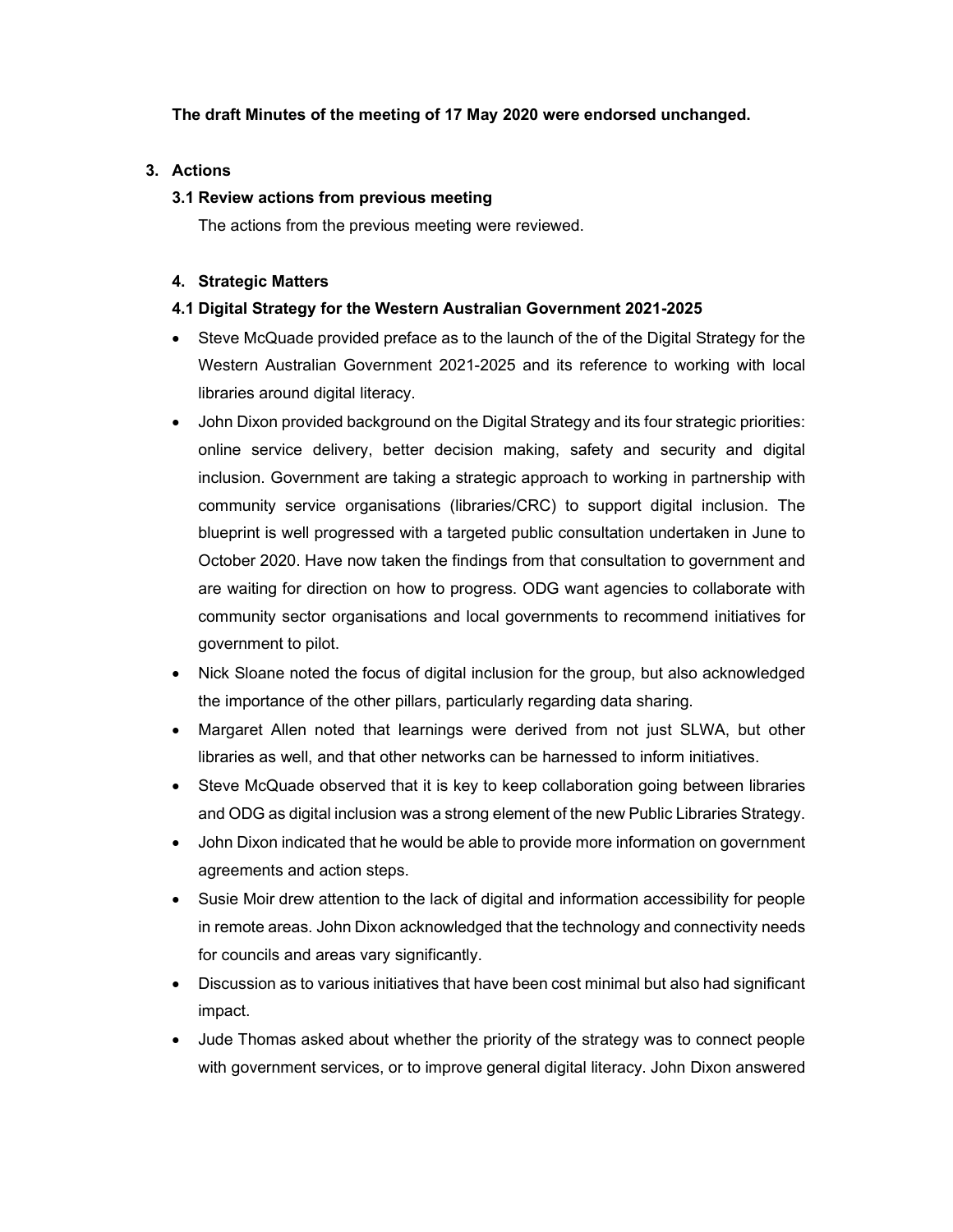**The draft Minutes of the meeting of 17 May 2020 were endorsed unchanged.**

## 3. Actions

### 3.1 Review actions from previous meeting

The actions from the previous meeting were reviewed.

## 4. Strategic Matters

### 4.1 Digital Strategy for the Western Australian Government 2021-2025

- Steve McQuade provided preface as to the launch of the of the Digital Strategy for the Western Australian Government 2021-2025 and its reference to working with local libraries around digital literacy.
- John Dixon provided background on the Digital Strategy and its four strategic priorities: online service delivery, better decision making, safety and security and digital inclusion. Government are taking a strategic approach to working in partnership with community service organisations (libraries/CRC) to support digital inclusion. The blueprint is well progressed with a targeted public consultation undertaken in June to October 2020. Have now taken the findings from that consultation to government and are waiting for direction on how to progress. ODG want agencies to collaborate with community sector organisations and local governments to recommend initiatives for government to pilot.
- Nick Sloane noted the focus of digital inclusion for the group, but also acknowledged the importance of the other pillars, particularly regarding data sharing.
- Margaret Allen noted that learnings were derived from not just SLWA, but other libraries as well, and that other networks can be harnessed to inform initiatives.
- Steve McQuade observed that it is key to keep collaboration going between libraries and ODG as digital inclusion was a strong element of the new Public Libraries Strategy.
- John Dixon indicated that he would be able to provide more information on government agreements and action steps.
- Susie Moir drew attention to the lack of digital and information accessibility for people in remote areas. John Dixon acknowledged that the technology and connectivity needs for councils and areas vary significantly.
- Discussion as to various initiatives that have been cost minimal but also had significant impact.
- Jude Thomas asked about whether the priority of the strategy was to connect people with government services, or to improve general digital literacy. John Dixon answered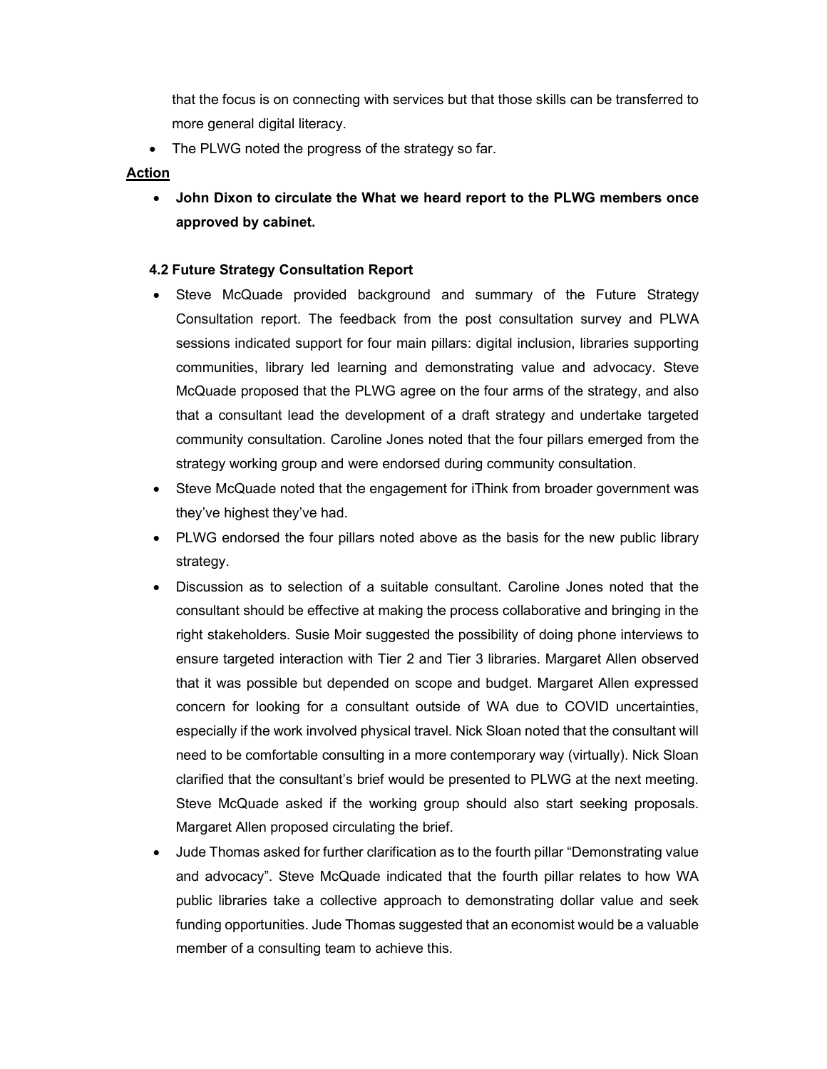that the focus is on connecting with services but that those skills can be transferred to more general digital literacy.

- The PLWG noted the progress of the strategy so far.

**Action**

- **John Dixon to circulate the What we heard report to the PLWG members once approved by cabinet.**

**4.2 Future Strategy Consultation Report**

- Steve McQuade provided background and summary of the Future Strategy Consultation report. The feedback from the post consultation survey and PLWA sessions indicated support for four main pillars: digital inclusion, libraries supporting communities, library led learning and demonstrating value and advocacy. Steve McQuade proposed that the PLWG agree on the four arms of the strategy, and also that a consultant lead the development of a draft strategy and undertake targeted community consultation. Caroline Jones noted that the four pillars emerged from the strategy working group and were endorsed during community consultation.
- Steve McQuade noted that the engagement for iThink from broader government was they've highest they've had.
- PLWG endorsed the four pillars noted above as the basis for the new public library strategy.
- Discussion as to selection of a suitable consultant. Caroline Jones noted that the consultant should be effective at making the process collaborative and bringing in the right stakeholders. Susie Moir suggested the possibility of doing phone interviews to ensure targeted interaction with Tier 2 and Tier 3 libraries. Margaret Allen observed that it was possible but depended on scope and budget. Margaret Allen expressed concern for looking for a consultant outside of WA due to COVID uncertainties, especially if the work involved physical travel. Nick Sloan noted that the consultant will need to be comfortable consulting in a more contemporary way (virtually). Nick Sloan clarified that the consultant's brief would be presented to PLWG at the next meeting. Steve McQuade asked if the working group should also start seeking proposals. Margaret Allen proposed circulating the brief.
- Jude Thomas asked for further clarification as to the fourth pillar "Demonstrating value and advocacy". Steve McQuade indicated that the fourth pillar relates to how WA public libraries take a collective approach to demonstrating dollar value and seek funding opportunities. Jude Thomas suggested that an economist would be a valuable member of a consulting team to achieve this.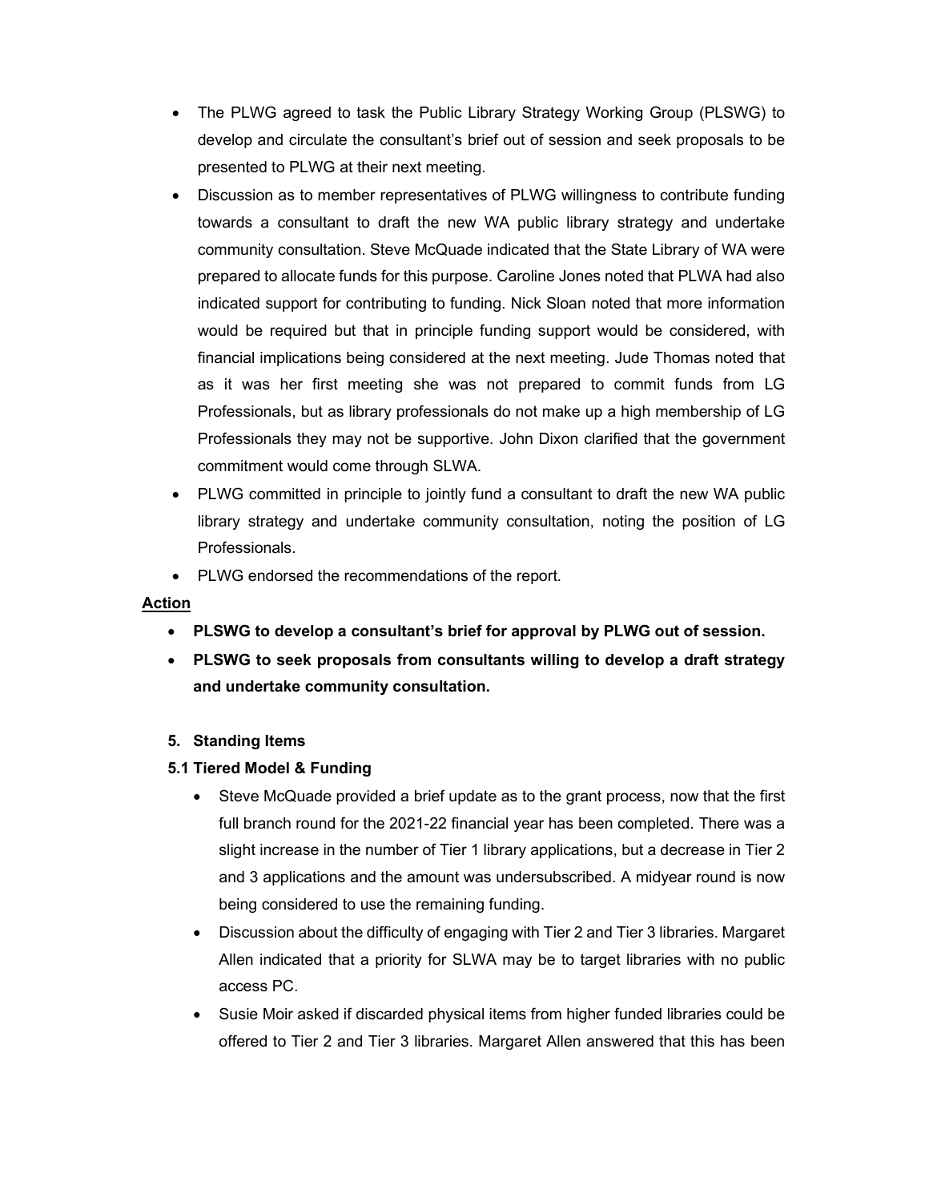- The PLWG agreed to task the Public Library Strategy Working Group (PLSWG) to develop and circulate the consultant's brief out of session and seek proposals to be presented to PLWG at their next meeting.
- Discussion as to member representatives of PLWG willingness to contribute funding towards a consultant to draft the new WA public library strategy and undertake community consultation. Steve McQuade indicated that the State Library of WA were prepared to allocate funds for this purpose. Caroline Jones noted that PLWA had also indicated support for contributing to funding. Nick Sloan noted that more information would be required but that in principle funding support would be considered, with financial implications being considered at the next meeting. Jude Thomas noted that as it was her first meeting she was not prepared to commit funds from LG Professionals, but as library professionals do not make up a high membership of LG Professionals they may not be supportive. John Dixon clarified that the government commitment would come through SLWA.
- PLWG committed in principle to jointly fund a consultant to draft the new WA public library strategy and undertake community consultation, noting the position of LG Professionals.
- PLWG endorsed the recommendations of the report.

**Action**

- **PLSWG to develop a consultant's brief for approval by PLWG out of session.**
- **PLSWG to seek proposals from consultants willing to develop a draft strategy and undertake community consultation.**

**5. Standing Items**

**5.1 Tiered Model & Funding**

- Steve McQuade provided a brief update as to the grant process, now that the first full branch round for the 2021-22 financial year has been completed. There was a slight increase in the number of Tier 1 library applications, but a decrease in Tier 2 and 3 applications and the amount was undersubscribed. A midyear round is now being considered to use the remaining funding.
- Discussion about the difficulty of engaging with Tier 2 and Tier 3 libraries. Margaret Allen indicated that a priority for SLWA may be to target libraries with no public access PC.
- Susie Moir asked if discarded physical items from higher funded libraries could be offered to Tier 2 and Tier 3 libraries. Margaret Allen answered that this has been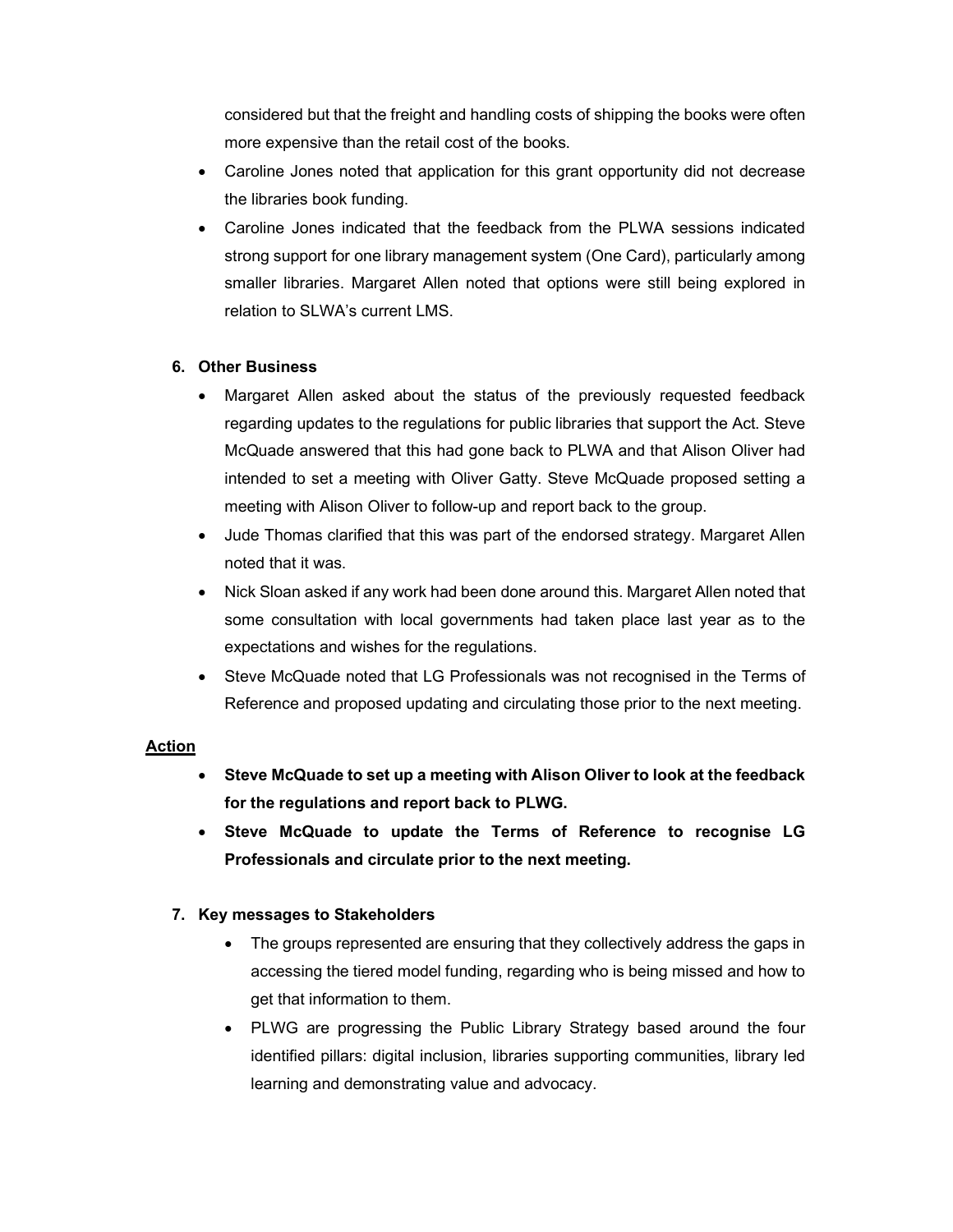considered but that the freight and handling costs of shipping the books were often more expensive than the retail cost of the books.

- Caroline Jones noted that application for this grant opportunity did not decrease the libraries book funding.
- Caroline Jones indicated that the feedback from the PLWA sessions indicated strong support for one library management system (One Card), particularly among smaller libraries. Margaret Allen noted that options were still being explored in relation to SLWA's current LMS.

## 6. Other Business

- Margaret Allen asked about the status of the previously requested feedback regarding updates to the regulations for public libraries that support the Act. Steve McQuade answered that this had gone back to PLWA and that Alison Oliver had intended to set a meeting with Oliver Gatty. Steve McQuade proposed setting a meeting with Alison Oliver to follow-up and report back to the group.
- Jude Thomas clarified that this was part of the endorsed strategy. Margaret Allen noted that it was.
- Nick Sloan asked if any work had been done around this. Margaret Allen noted that some consultation with local governments had taken place last year as to the expectations and wishes for the regulations.
- Steve McQuade noted that LG Professionals was not recognised in the Terms of Reference and proposed updating and circulating those prior to the next meeting.

**Action**

- **Steve McQuade to set up a meeting with Alison Oliver to look at the feedback for the regulations and report back to PLWG.**
- **Steve McQuade to update the Terms of Reference to recognise LG Professionals and circulate prior to the next meeting.**

## 7. Key messages to Stakeholders

- The groups represented are ensuring that they collectively address the gaps in accessing the tiered model funding, regarding who is being missed and how to get that information to them.
- PLWG are progressing the Public Library Strategy based around the four identified pillars: digital inclusion, libraries supporting communities, library led learning and demonstrating value and advocacy.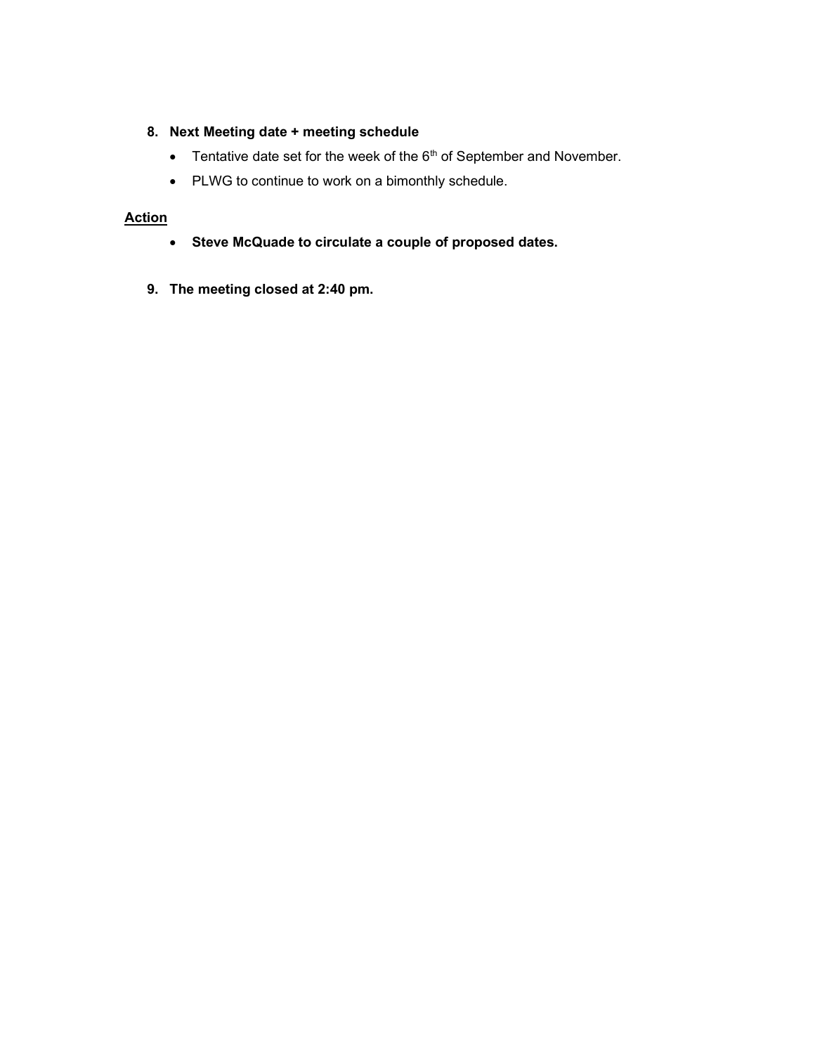8. **Next Meeting date + meeting schedule**
   - Tentative date set for the week of the 6th of September and November.
   - PLWG to continue to work on a bimonthly schedule.

**Action**

- **Steve McQuade to circulate a couple of proposed dates.**

9. **The meeting closed at 2:40 pm.**